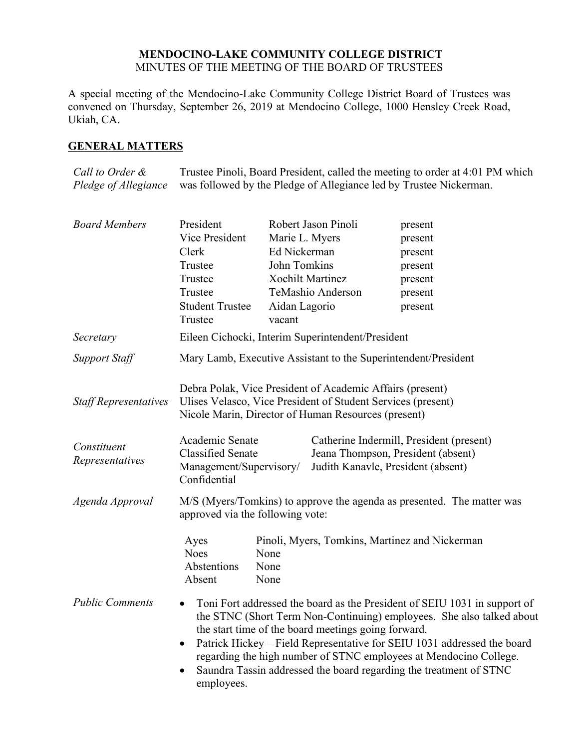**MENDOCINO-LAKE COMMUNITY COLLEGE DISTRICT**
MINUTES OF THE MEETING OF THE BOARD OF TRUSTEES

A special meeting of the Mendocino-Lake Community College District Board of Trustees was convened on Thursday, September 26, 2019 at Mendocino College, 1000 Hensley Creek Road, Ukiah, CA.

## GENERAL MATTERS

*Call to Order & Pledge of Allegiance*

Trustee Pinoli, Board President, called the meeting to order at 4:01 PM which was followed by the Pledge of Allegiance led by Trustee Nickerman.

*Board Members*

| | | |
|---|---|---|
| President | Robert Jason Pinoli | present |
| Vice President | Marie L. Myers | present |
| Clerk | Ed Nickerman | present |
| Trustee | John Tomkins | present |
| Trustee | Xochilt Martinez | present |
| Trustee | TeMashio Anderson | present |
| Student Trustee | Aidan Lagorio | present |
| Trustee | vacant | |

*Secretary*

Eileen Cichocki, Interim Superintendent/President

*Support Staff*

Mary Lamb, Executive Assistant to the Superintendent/President

*Staff Representatives*

Debra Polak, Vice President of Academic Affairs (present)
Ulises Velasco, Vice President of Student Services (present)
Nicole Marin, Director of Human Resources (present)

*Constituent Representatives*

| | |
|---|---|
| Academic Senate | Catherine Indermill, President (present) |
| Classified Senate | Jeana Thompson, President (absent) |
| Management/Supervisory/ Confidential | Judith Kanavle, President (absent) |

*Agenda Approval*

M/S (Myers/Tomkins) to approve the agenda as presented. The matter was approved via the following vote:

| | |
|---|---|
| Ayes | Pinoli, Myers, Tomkins, Martinez and Nickerman |
| Noes | None |
| Abstentions | None |
| Absent | None |

*Public Comments*

- Toni Fort addressed the board as the President of SEIU 1031 in support of the STNC (Short Term Non-Continuing) employees. She also talked about the start time of the board meetings going forward.
- Patrick Hickey – Field Representative for SEIU 1031 addressed the board regarding the high number of STNC employees at Mendocino College.
- Saundra Tassin addressed the board regarding the treatment of STNC employees.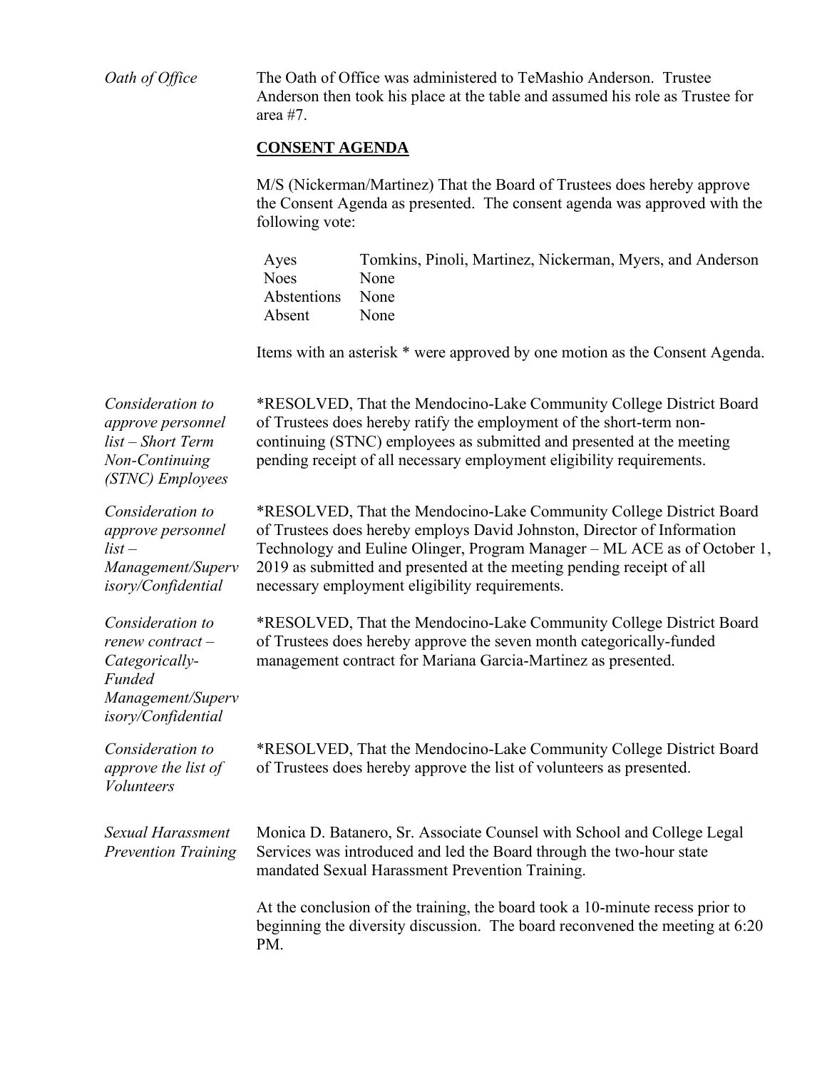*Oath of Office*

The Oath of Office was administered to TeMashio Anderson. Trustee Anderson then took his place at the table and assumed his role as Trustee for area #7.

## CONSENT AGENDA

M/S (Nickerman/Martinez) That the Board of Trustees does hereby approve the Consent Agenda as presented. The consent agenda was approved with the following vote:

| | |
|---|---|
| Ayes | Tomkins, Pinoli, Martinez, Nickerman, Myers, and Anderson |
| Noes | None |
| Abstentions | None |
| Absent | None |

Items with an asterisk * were approved by one motion as the Consent Agenda.

*Consideration to approve personnel list – Short Term Non-Continuing (STNC) Employees*

*RESOLVED, That the Mendocino-Lake Community College District Board of Trustees does hereby ratify the employment of the short-term non-continuing (STNC) employees as submitted and presented at the meeting pending receipt of all necessary employment eligibility requirements.

*Consideration to approve personnel list – Management/Supervisory/Confidential*

*RESOLVED, That the Mendocino-Lake Community College District Board of Trustees does hereby employs David Johnston, Director of Information Technology and Euline Olinger, Program Manager – ML ACE as of October 1, 2019 as submitted and presented at the meeting pending receipt of all necessary employment eligibility requirements.

*Consideration to renew contract – Categorically-Funded Management/Supervisory/Confidential*

*RESOLVED, That the Mendocino-Lake Community College District Board of Trustees does hereby approve the seven month categorically-funded management contract for Mariana Garcia-Martinez as presented.

*Consideration to approve the list of Volunteers*

*RESOLVED, That the Mendocino-Lake Community College District Board of Trustees does hereby approve the list of volunteers as presented.

*Sexual Harassment Prevention Training*

Monica D. Batanero, Sr. Associate Counsel with School and College Legal Services was introduced and led the Board through the two-hour state mandated Sexual Harassment Prevention Training.

At the conclusion of the training, the board took a 10-minute recess prior to beginning the diversity discussion. The board reconvened the meeting at 6:20 PM.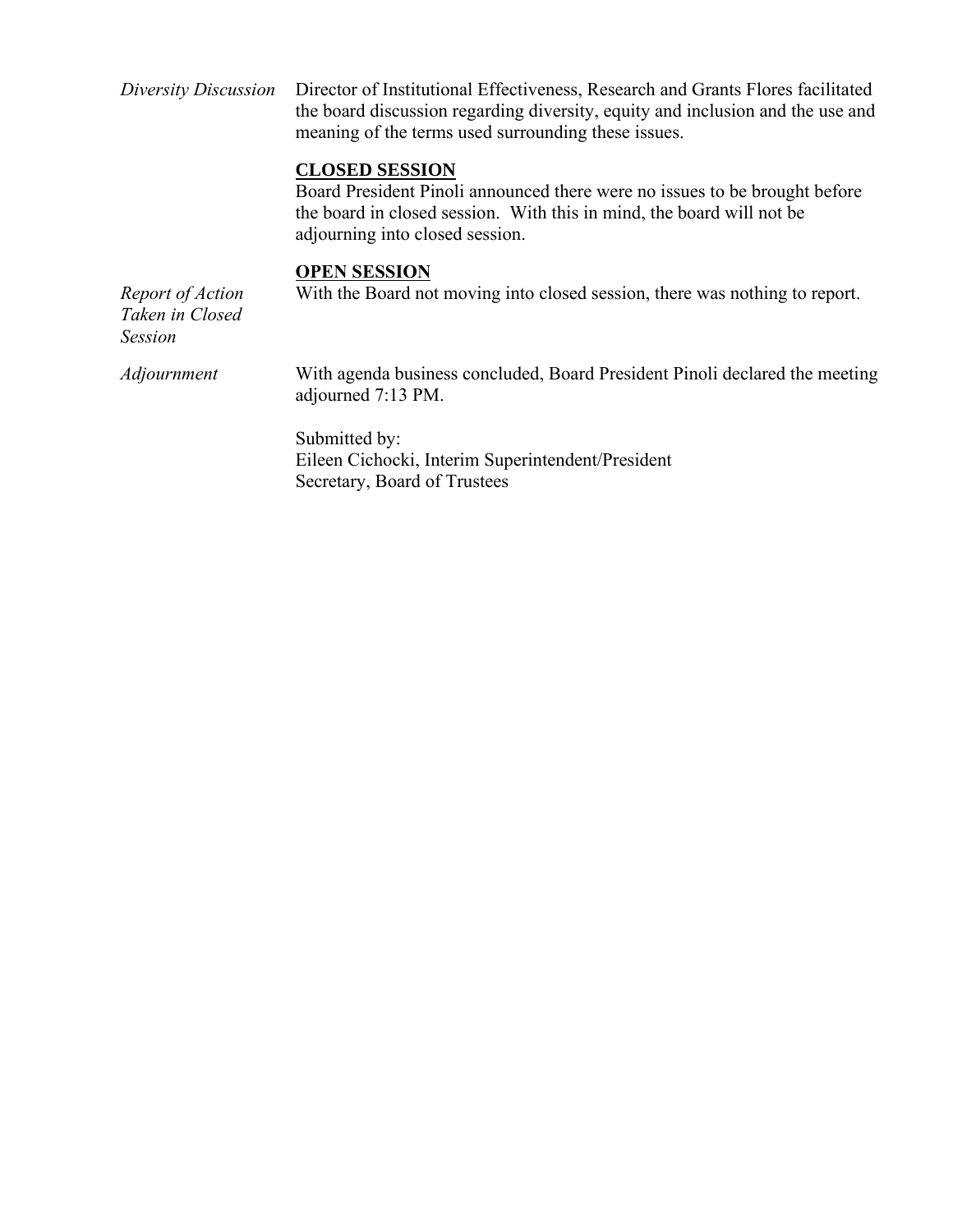*Diversity Discussion*

Director of Institutional Effectiveness, Research and Grants Flores facilitated the board discussion regarding diversity, equity and inclusion and the use and meaning of the terms used surrounding these issues.

**CLOSED SESSION**

Board President Pinoli announced there were no issues to be brought before the board in closed session. With this in mind, the board will not be adjourning into closed session.

**OPEN SESSION**

*Report of Action Taken in Closed Session*

With the Board not moving into closed session, there was nothing to report.

*Adjournment*

With agenda business concluded, Board President Pinoli declared the meeting adjourned 7:13 PM.

Submitted by:
Eileen Cichocki, Interim Superintendent/President
Secretary, Board of Trustees